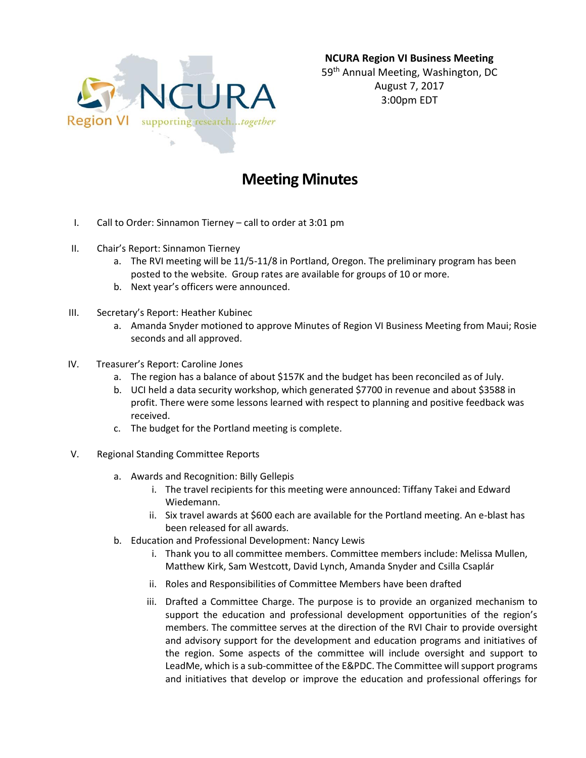**NCURA Region VI Business Meeting**
59th Annual Meeting, Washington, DC
August 7, 2017
3:00pm EDT

# Meeting Minutes

I. Call to Order: Sinnamon Tierney – call to order at 3:01 pm

II. Chair's Report: Sinnamon Tierney
   a. The RVI meeting will be 11/5-11/8 in Portland, Oregon. The preliminary program has been posted to the website. Group rates are available for groups of 10 or more.
   b. Next year's officers were announced.

III. Secretary's Report: Heather Kubinec
   a. Amanda Snyder motioned to approve Minutes of Region VI Business Meeting from Maui; Rosie seconds and all approved.

IV. Treasurer's Report: Caroline Jones
   a. The region has a balance of about $157K and the budget has been reconciled as of July.
   b. UCI held a data security workshop, which generated $7700 in revenue and about $3588 in profit. There were some lessons learned with respect to planning and positive feedback was received.
   c. The budget for the Portland meeting is complete.

V. Regional Standing Committee Reports
   a. Awards and Recognition: Billy Gellepis
      i. The travel recipients for this meeting were announced: Tiffany Takei and Edward Wiedemann.
      ii. Six travel awards at $600 each are available for the Portland meeting. An e-blast has been released for all awards.
   b. Education and Professional Development: Nancy Lewis
      i. Thank you to all committee members. Committee members include: Melissa Mullen, Matthew Kirk, Sam Westcott, David Lynch, Amanda Snyder and Csilla Csaplár
      ii. Roles and Responsibilities of Committee Members have been drafted
      iii. Drafted a Committee Charge. The purpose is to provide an organized mechanism to support the education and professional development opportunities of the region's members. The committee serves at the direction of the RVI Chair to provide oversight and advisory support for the development and education programs and initiatives of the region. Some aspects of the committee will include oversight and support to LeadMe, which is a sub-committee of the E&PDC. The Committee will support programs and initiatives that develop or improve the education and professional offerings for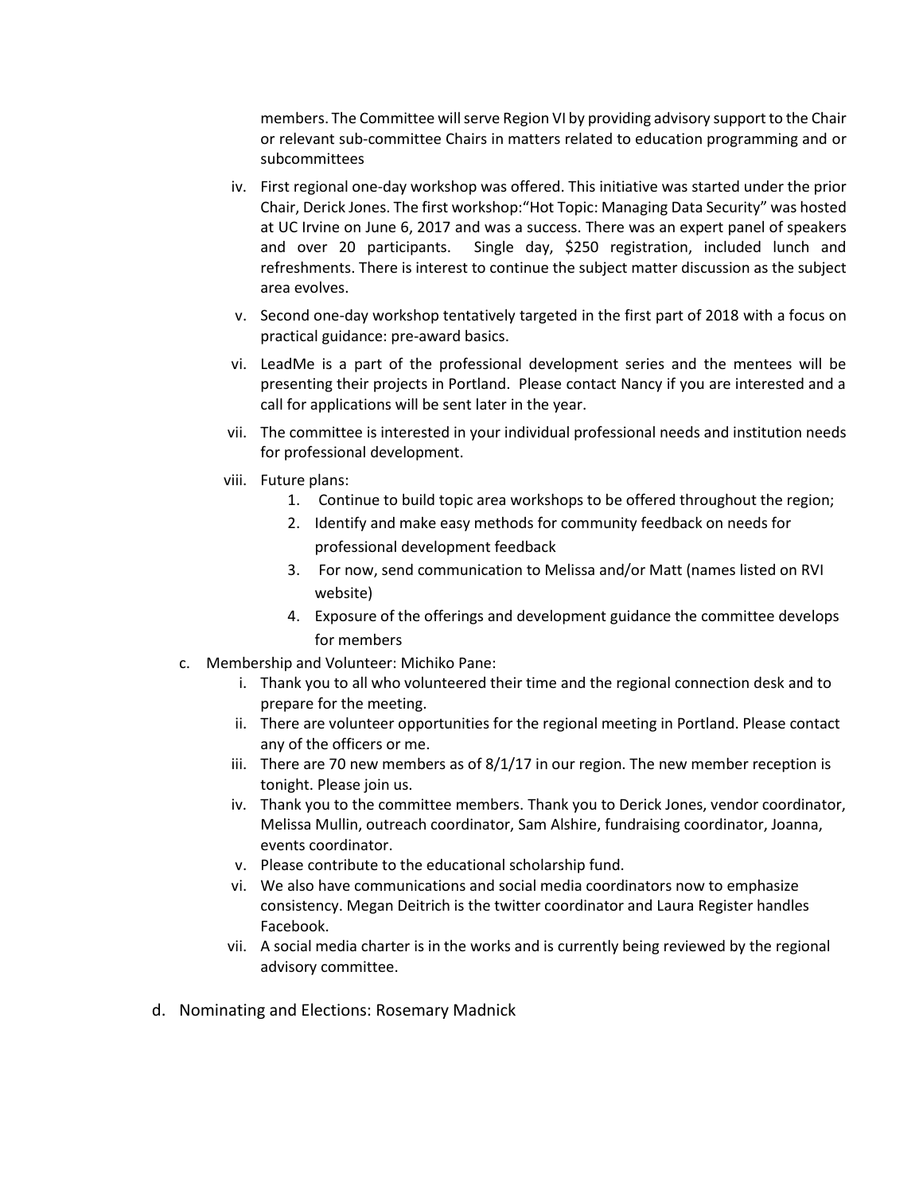members. The Committee will serve Region VI by providing advisory support to the Chair or relevant sub-committee Chairs in matters related to education programming and or subcommittees

iv. First regional one-day workshop was offered. This initiative was started under the prior Chair, Derick Jones. The first workshop:"Hot Topic: Managing Data Security" was hosted at UC Irvine on June 6, 2017 and was a success. There was an expert panel of speakers and over 20 participants. Single day, $250 registration, included lunch and refreshments. There is interest to continue the subject matter discussion as the subject area evolves.

v. Second one-day workshop tentatively targeted in the first part of 2018 with a focus on practical guidance: pre-award basics.

vi. LeadMe is a part of the professional development series and the mentees will be presenting their projects in Portland. Please contact Nancy if you are interested and a call for applications will be sent later in the year.

vii. The committee is interested in your individual professional needs and institution needs for professional development.

viii. Future plans:
   1. Continue to build topic area workshops to be offered throughout the region;
   2. Identify and make easy methods for community feedback on needs for professional development feedback
   3. For now, send communication to Melissa and/or Matt (names listed on RVI website)
   4. Exposure of the offerings and development guidance the committee develops for members

c. Membership and Volunteer: Michiko Pane:

   i. Thank you to all who volunteered their time and the regional connection desk and to prepare for the meeting.
   ii. There are volunteer opportunities for the regional meeting in Portland. Please contact any of the officers or me.
   iii. There are 70 new members as of 8/1/17 in our region. The new member reception is tonight. Please join us.
   iv. Thank you to the committee members. Thank you to Derick Jones, vendor coordinator, Melissa Mullin, outreach coordinator, Sam Alshire, fundraising coordinator, Joanna, events coordinator.
   v. Please contribute to the educational scholarship fund.
   vi. We also have communications and social media coordinators now to emphasize consistency. Megan Deitrich is the twitter coordinator and Laura Register handles Facebook.
   vii. A social media charter is in the works and is currently being reviewed by the regional advisory committee.

d. Nominating and Elections: Rosemary Madnick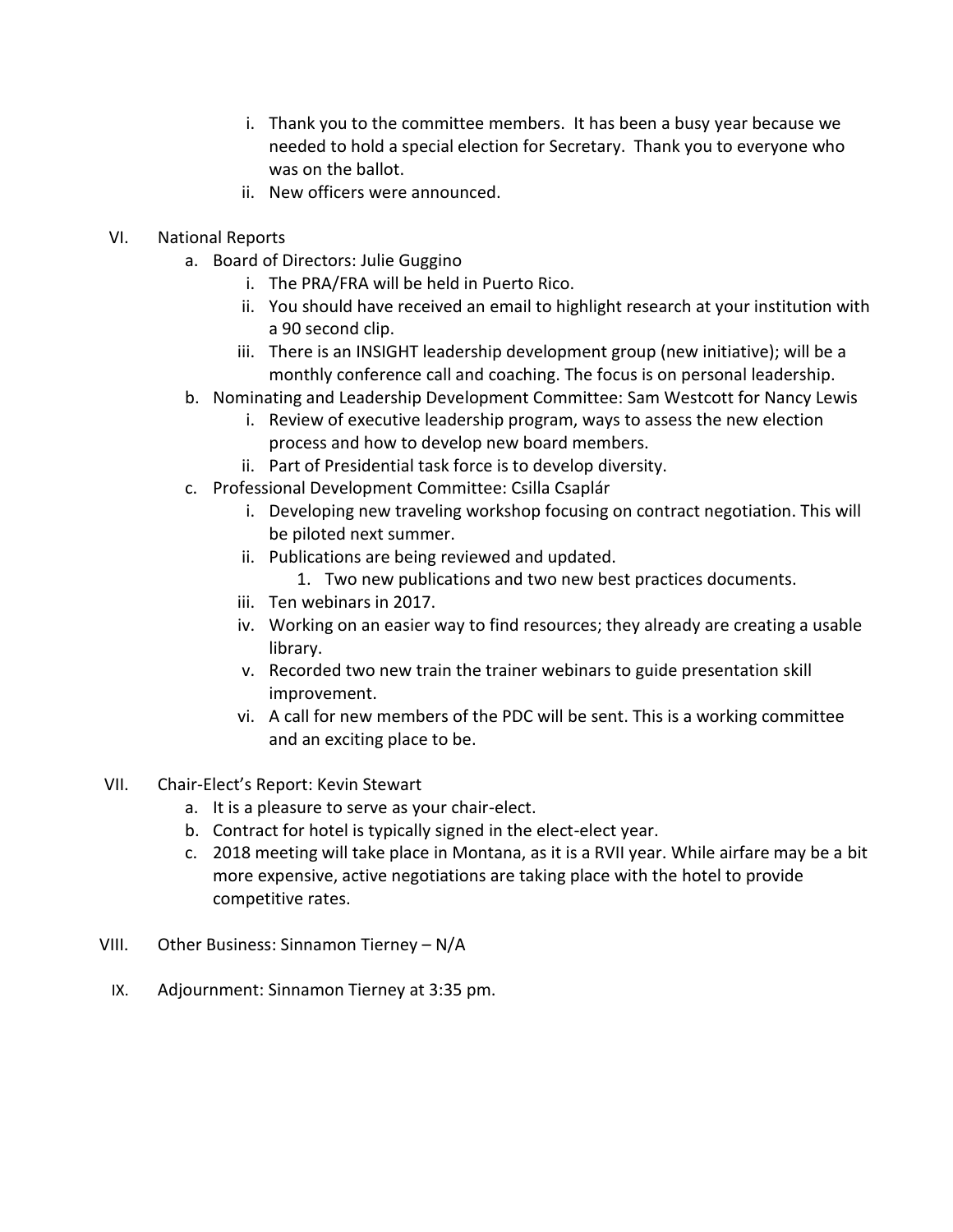i. Thank you to the committee members. It has been a busy year because we needed to hold a special election for Secretary. Thank you to everyone who was on the ballot.
ii. New officers were announced.

VI. National Reports

a. Board of Directors: Julie Guggino
   i. The PRA/FRA will be held in Puerto Rico.
   ii. You should have received an email to highlight research at your institution with a 90 second clip.
   iii. There is an INSIGHT leadership development group (new initiative); will be a monthly conference call and coaching. The focus is on personal leadership.

b. Nominating and Leadership Development Committee: Sam Westcott for Nancy Lewis
   i. Review of executive leadership program, ways to assess the new election process and how to develop new board members.
   ii. Part of Presidential task force is to develop diversity.

c. Professional Development Committee: Csilla Csaplár
   i. Developing new traveling workshop focusing on contract negotiation. This will be piloted next summer.
   ii. Publications are being reviewed and updated.
      1. Two new publications and two new best practices documents.
   iii. Ten webinars in 2017.
   iv. Working on an easier way to find resources; they already are creating a usable library.
   v. Recorded two new train the trainer webinars to guide presentation skill improvement.
   vi. A call for new members of the PDC will be sent. This is a working committee and an exciting place to be.

VII. Chair-Elect's Report: Kevin Stewart

a. It is a pleasure to serve as your chair-elect.
b. Contract for hotel is typically signed in the elect-elect year.
c. 2018 meeting will take place in Montana, as it is a RVII year. While airfare may be a bit more expensive, active negotiations are taking place with the hotel to provide competitive rates.

VIII. Other Business: Sinnamon Tierney – N/A

IX. Adjournment: Sinnamon Tierney at 3:35 pm.